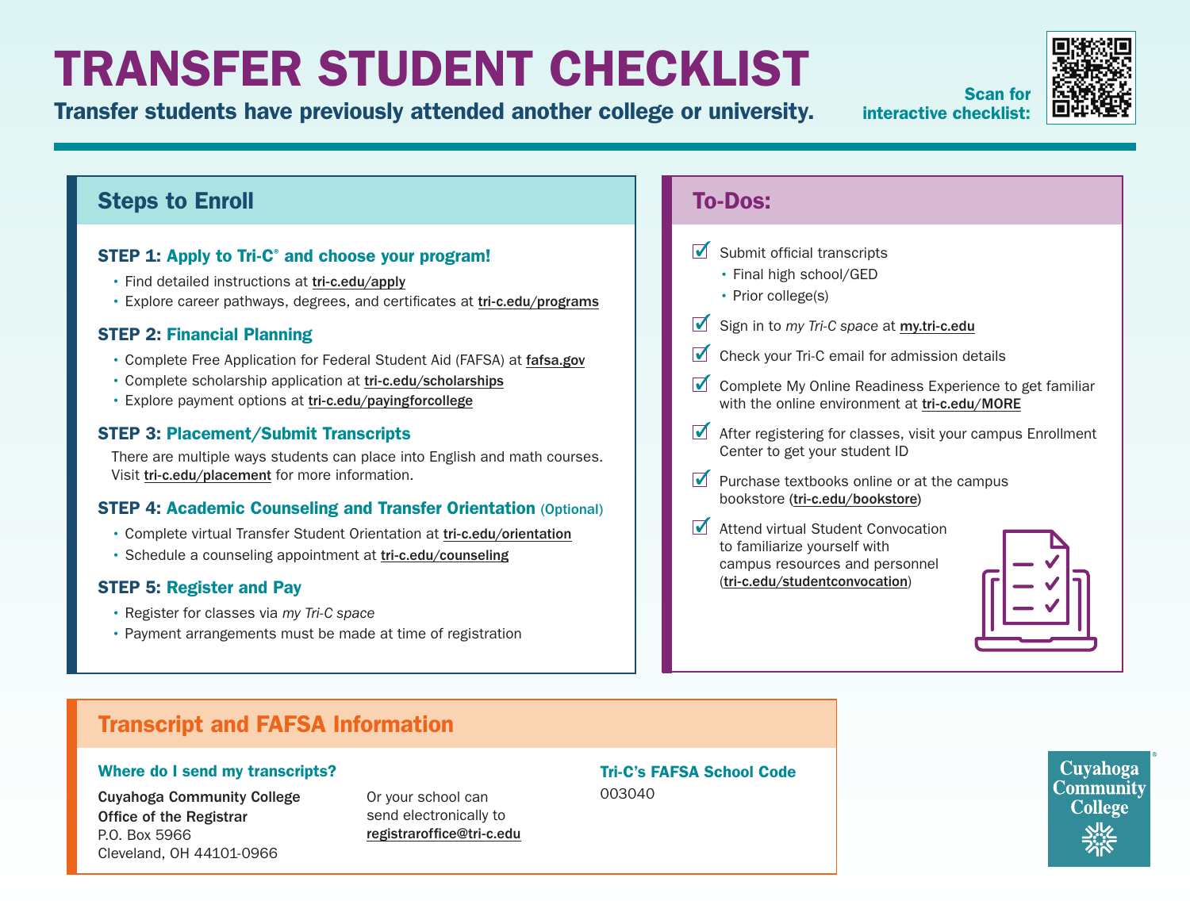# TRANSFER STUDENT CHECKLIST

**Transfer students have previously attended another college or university.**

Scan for interactive checklist:

## Steps to Enroll

### STEP 1: Apply to Tri-C® and choose your program!

- Find detailed instructions at tri-c.edu/apply
- Explore career pathways, degrees, and certificates at tri-c.edu/programs

### STEP 2: Financial Planning

- Complete Free Application for Federal Student Aid (FAFSA) at fafsa.gov
- Complete scholarship application at tri-c.edu/scholarships
- Explore payment options at tri-c.edu/payingforcollege

### STEP 3: Placement/Submit Transcripts

There are multiple ways students can place into English and math courses. Visit tri-c.edu/placement for more information.

### STEP 4: Academic Counseling and Transfer Orientation (Optional)

- Complete virtual Transfer Student Orientation at tri-c.edu/orientation
- Schedule a counseling appointment at tri-c.edu/counseling

### STEP 5: Register and Pay

- Register for classes via *my Tri-C space*
- Payment arrangements must be made at time of registration

## To-Dos:

- ☑ Submit official transcripts
  - Final high school/GED
  - Prior college(s)
- ☑ Sign in to *my Tri-C space* at my.tri-c.edu
- ☑ Check your Tri-C email for admission details
- ☑ Complete My Online Readiness Experience to get familiar with the online environment at tri-c.edu/MORE
- ☑ After registering for classes, visit your campus Enrollment Center to get your student ID
- ☑ Purchase textbooks online or at the campus bookstore (tri-c.edu/bookstore)
- ☑ Attend virtual Student Convocation to familiarize yourself with campus resources and personnel (tri-c.edu/studentconvocation)

## Transcript and FAFSA Information

### Where do I send my transcripts?

**Cuyahoga Community College**
**Office of the Registrar**
P.O. Box 5966
Cleveland, OH 44101-0966

Or your school can send electronically to registraroffice@tri-c.edu

### Tri-C's FAFSA School Code

003040

Cuyahoga Community College®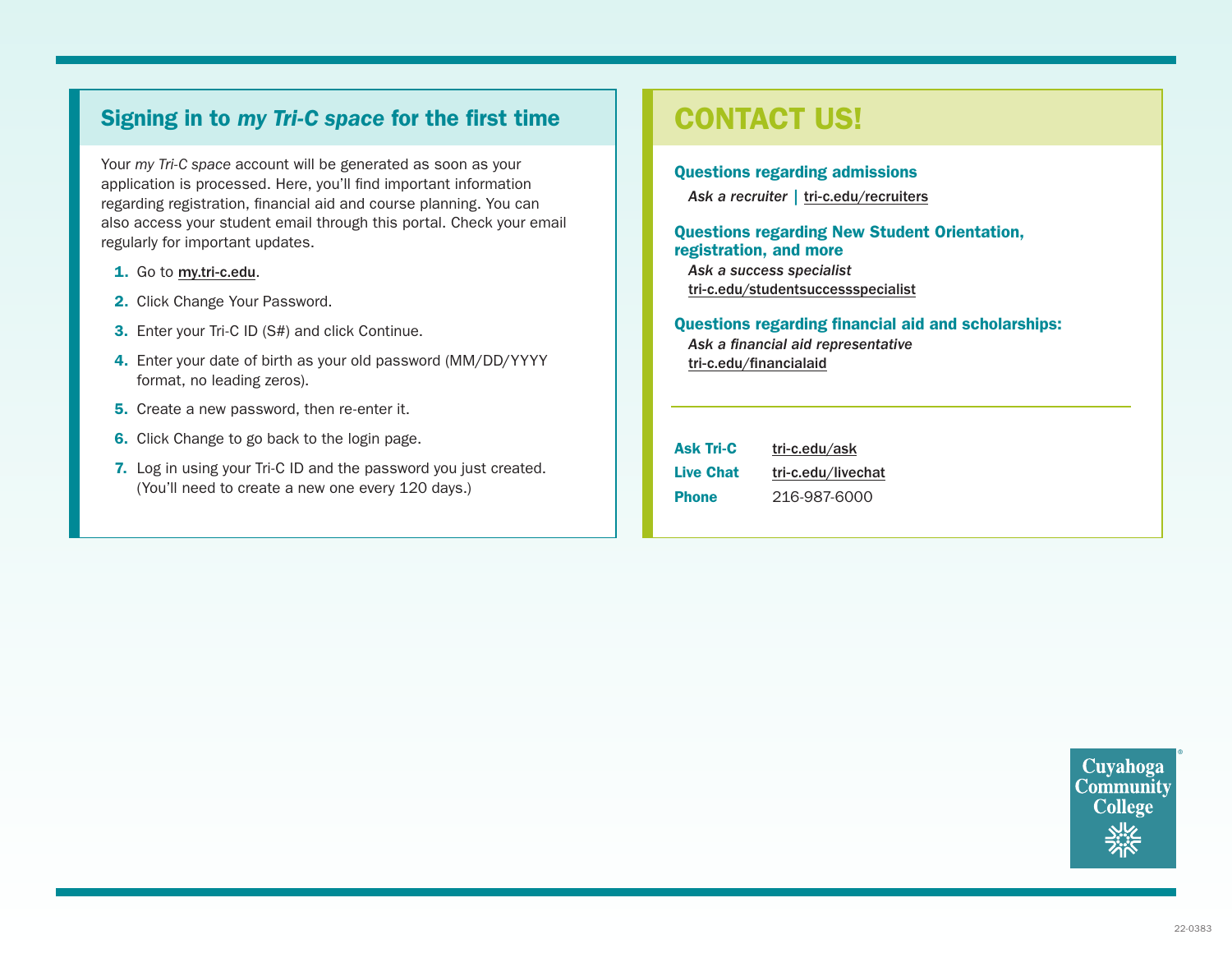## Signing in to *my Tri-C space* for the first time

Your *my Tri-C space* account will be generated as soon as your application is processed. Here, you'll find important information regarding registration, financial aid and course planning. You can also access your student email through this portal. Check your email regularly for important updates.

1. Go to my.tri-c.edu.
2. Click Change Your Password.
3. Enter your Tri-C ID (S#) and click Continue.
4. Enter your date of birth as your old password (MM/DD/YYYY format, no leading zeros).
5. Create a new password, then re-enter it.
6. Click Change to go back to the login page.
7. Log in using your Tri-C ID and the password you just created. (You'll need to create a new one every 120 days.)

## CONTACT US!

**Questions regarding admissions**

*Ask a recruiter* | tri-c.edu/recruiters

**Questions regarding New Student Orientation, registration, and more**

*Ask a success specialist*
tri-c.edu/studentsuccessspecialist

**Questions regarding financial aid and scholarships:**

*Ask a financial aid representative*
tri-c.edu/financialaid

| | |
|---|---|
| **Ask Tri-C** | tri-c.edu/ask |
| **Live Chat** | tri-c.edu/livechat |
| **Phone** | 216-987-6000 |

Cuyahoga Community College

22-0383